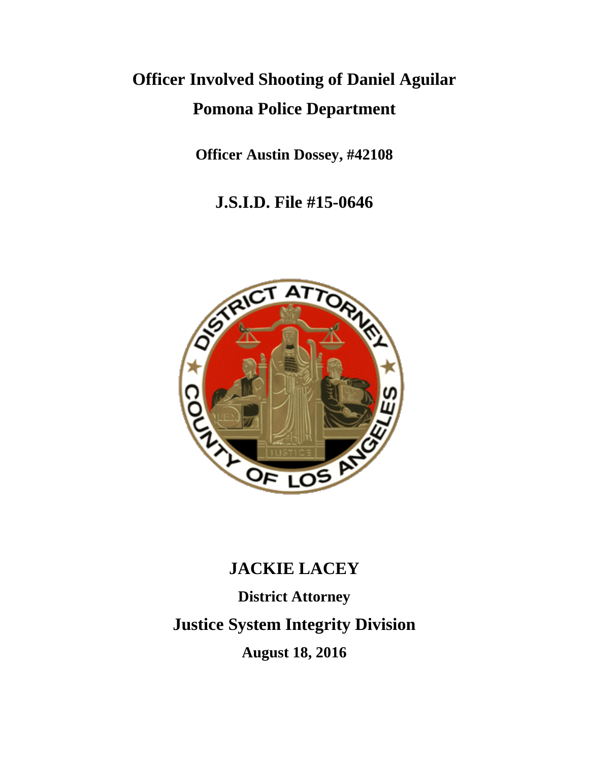# Officer Involved Shooting of Daniel Aguilar

# Pomona Police Department

**Officer Austin Dossey, #42108**

## J.S.I.D. File #15-0646

## JACKIE LACEY

**District Attorney**

## Justice System Integrity Division

**August 18, 2016**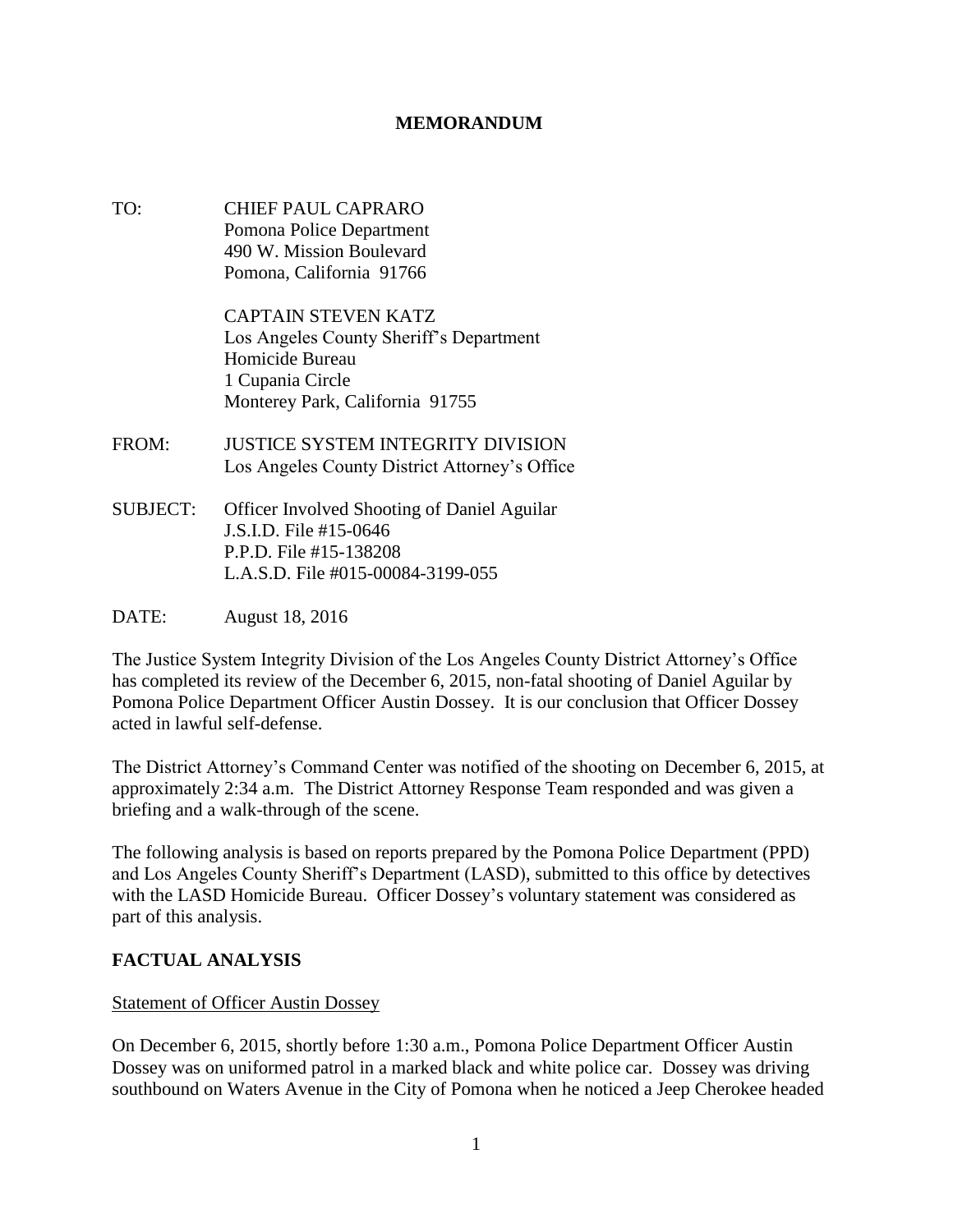# MEMORANDUM

TO: CHIEF PAUL CAPRARO
Pomona Police Department
490 W. Mission Boulevard
Pomona, California 91766

CAPTAIN STEVEN KATZ
Los Angeles County Sheriff's Department
Homicide Bureau
1 Cupania Circle
Monterey Park, California 91755

FROM: JUSTICE SYSTEM INTEGRITY DIVISION
Los Angeles County District Attorney's Office

SUBJECT: Officer Involved Shooting of Daniel Aguilar
J.S.I.D. File #15-0646
P.P.D. File #15-138208
L.A.S.D. File #015-00084-3199-055

DATE: August 18, 2016

The Justice System Integrity Division of the Los Angeles County District Attorney's Office has completed its review of the December 6, 2015, non-fatal shooting of Daniel Aguilar by Pomona Police Department Officer Austin Dossey. It is our conclusion that Officer Dossey acted in lawful self-defense.

The District Attorney's Command Center was notified of the shooting on December 6, 2015, at approximately 2:34 a.m. The District Attorney Response Team responded and was given a briefing and a walk-through of the scene.

The following analysis is based on reports prepared by the Pomona Police Department (PPD) and Los Angeles County Sheriff's Department (LASD), submitted to this office by detectives with the LASD Homicide Bureau. Officer Dossey's voluntary statement was considered as part of this analysis.

## FACTUAL ANALYSIS

Statement of Officer Austin Dossey

On December 6, 2015, shortly before 1:30 a.m., Pomona Police Department Officer Austin Dossey was on uniformed patrol in a marked black and white police car. Dossey was driving southbound on Waters Avenue in the City of Pomona when he noticed a Jeep Cherokee headed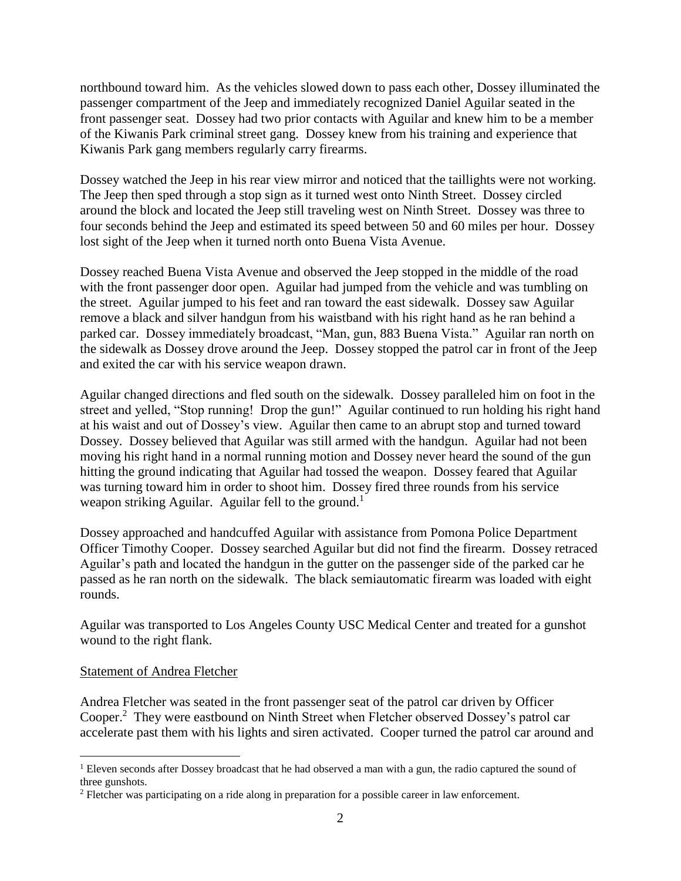northbound toward him. As the vehicles slowed down to pass each other, Dossey illuminated the passenger compartment of the Jeep and immediately recognized Daniel Aguilar seated in the front passenger seat. Dossey had two prior contacts with Aguilar and knew him to be a member of the Kiwanis Park criminal street gang. Dossey knew from his training and experience that Kiwanis Park gang members regularly carry firearms.

Dossey watched the Jeep in his rear view mirror and noticed that the taillights were not working. The Jeep then sped through a stop sign as it turned west onto Ninth Street. Dossey circled around the block and located the Jeep still traveling west on Ninth Street. Dossey was three to four seconds behind the Jeep and estimated its speed between 50 and 60 miles per hour. Dossey lost sight of the Jeep when it turned north onto Buena Vista Avenue.

Dossey reached Buena Vista Avenue and observed the Jeep stopped in the middle of the road with the front passenger door open. Aguilar had jumped from the vehicle and was tumbling on the street. Aguilar jumped to his feet and ran toward the east sidewalk. Dossey saw Aguilar remove a black and silver handgun from his waistband with his right hand as he ran behind a parked car. Dossey immediately broadcast, "Man, gun, 883 Buena Vista." Aguilar ran north on the sidewalk as Dossey drove around the Jeep. Dossey stopped the patrol car in front of the Jeep and exited the car with his service weapon drawn.

Aguilar changed directions and fled south on the sidewalk. Dossey paralleled him on foot in the street and yelled, "Stop running! Drop the gun!" Aguilar continued to run holding his right hand at his waist and out of Dossey's view. Aguilar then came to an abrupt stop and turned toward Dossey. Dossey believed that Aguilar was still armed with the handgun. Aguilar had not been moving his right hand in a normal running motion and Dossey never heard the sound of the gun hitting the ground indicating that Aguilar had tossed the weapon. Dossey feared that Aguilar was turning toward him in order to shoot him. Dossey fired three rounds from his service weapon striking Aguilar. Aguilar fell to the ground.[1]

Dossey approached and handcuffed Aguilar with assistance from Pomona Police Department Officer Timothy Cooper. Dossey searched Aguilar but did not find the firearm. Dossey retraced Aguilar's path and located the handgun in the gutter on the passenger side of the parked car he passed as he ran north on the sidewalk. The black semiautomatic firearm was loaded with eight rounds.

Aguilar was transported to Los Angeles County USC Medical Center and treated for a gunshot wound to the right flank.

Statement of Andrea Fletcher

Andrea Fletcher was seated in the front passenger seat of the patrol car driven by Officer Cooper.[2] They were eastbound on Ninth Street when Fletcher observed Dossey's patrol car accelerate past them with his lights and siren activated. Cooper turned the patrol car around and

[1] Eleven seconds after Dossey broadcast that he had observed a man with a gun, the radio captured the sound of three gunshots.

[2] Fletcher was participating on a ride along in preparation for a possible career in law enforcement.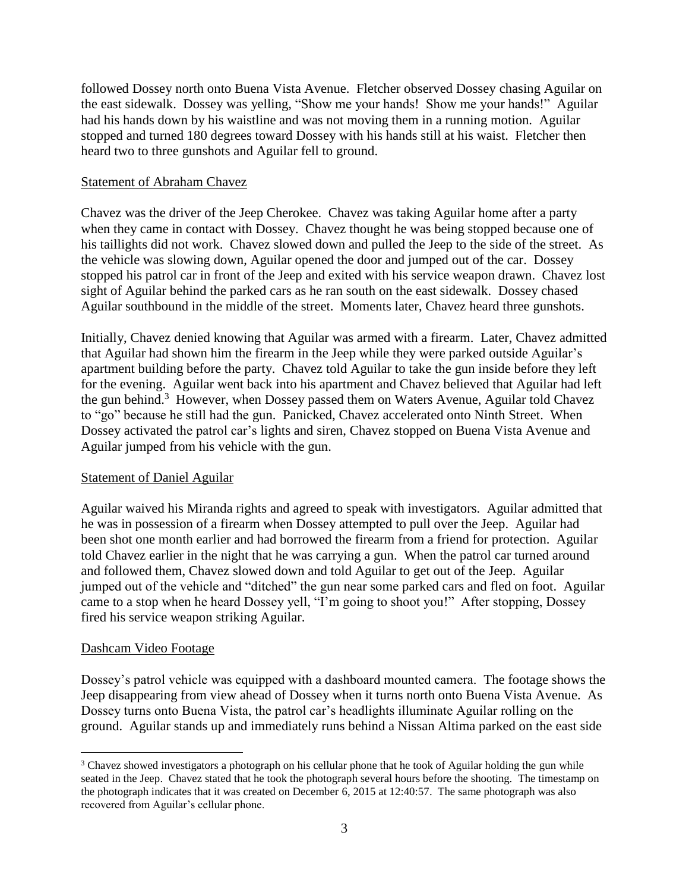followed Dossey north onto Buena Vista Avenue. Fletcher observed Dossey chasing Aguilar on the east sidewalk. Dossey was yelling, "Show me your hands! Show me your hands!" Aguilar had his hands down by his waistline and was not moving them in a running motion. Aguilar stopped and turned 180 degrees toward Dossey with his hands still at his waist. Fletcher then heard two to three gunshots and Aguilar fell to ground.

<u>Statement of Abraham Chavez</u>

Chavez was the driver of the Jeep Cherokee. Chavez was taking Aguilar home after a party when they came in contact with Dossey. Chavez thought he was being stopped because one of his taillights did not work. Chavez slowed down and pulled the Jeep to the side of the street. As the vehicle was slowing down, Aguilar opened the door and jumped out of the car. Dossey stopped his patrol car in front of the Jeep and exited with his service weapon drawn. Chavez lost sight of Aguilar behind the parked cars as he ran south on the east sidewalk. Dossey chased Aguilar southbound in the middle of the street. Moments later, Chavez heard three gunshots.

Initially, Chavez denied knowing that Aguilar was armed with a firearm. Later, Chavez admitted that Aguilar had shown him the firearm in the Jeep while they were parked outside Aguilar's apartment building before the party. Chavez told Aguilar to take the gun inside before they left for the evening. Aguilar went back into his apartment and Chavez believed that Aguilar had left the gun behind.[3] However, when Dossey passed them on Waters Avenue, Aguilar told Chavez to "go" because he still had the gun. Panicked, Chavez accelerated onto Ninth Street. When Dossey activated the patrol car's lights and siren, Chavez stopped on Buena Vista Avenue and Aguilar jumped from his vehicle with the gun.

<u>Statement of Daniel Aguilar</u>

Aguilar waived his Miranda rights and agreed to speak with investigators. Aguilar admitted that he was in possession of a firearm when Dossey attempted to pull over the Jeep. Aguilar had been shot one month earlier and had borrowed the firearm from a friend for protection. Aguilar told Chavez earlier in the night that he was carrying a gun. When the patrol car turned around and followed them, Chavez slowed down and told Aguilar to get out of the Jeep. Aguilar jumped out of the vehicle and "ditched" the gun near some parked cars and fled on foot. Aguilar came to a stop when he heard Dossey yell, "I'm going to shoot you!" After stopping, Dossey fired his service weapon striking Aguilar.

<u>Dashcam Video Footage</u>

Dossey's patrol vehicle was equipped with a dashboard mounted camera. The footage shows the Jeep disappearing from view ahead of Dossey when it turns north onto Buena Vista Avenue. As Dossey turns onto Buena Vista, the patrol car's headlights illuminate Aguilar rolling on the ground. Aguilar stands up and immediately runs behind a Nissan Altima parked on the east side

---

[3] Chavez showed investigators a photograph on his cellular phone that he took of Aguilar holding the gun while seated in the Jeep. Chavez stated that he took the photograph several hours before the shooting. The timestamp on the photograph indicates that it was created on December 6, 2015 at 12:40:57. The same photograph was also recovered from Aguilar's cellular phone.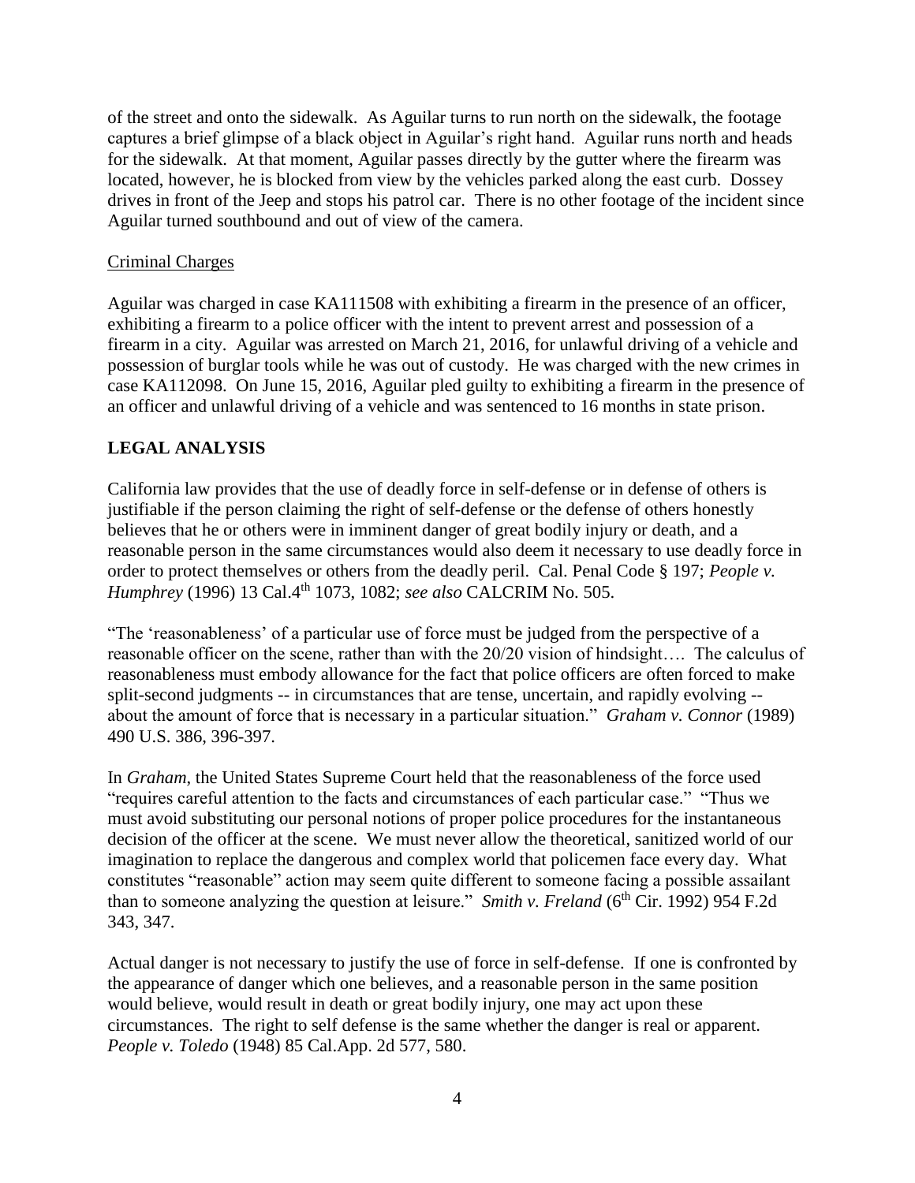of the street and onto the sidewalk. As Aguilar turns to run north on the sidewalk, the footage captures a brief glimpse of a black object in Aguilar's right hand. Aguilar runs north and heads for the sidewalk. At that moment, Aguilar passes directly by the gutter where the firearm was located, however, he is blocked from view by the vehicles parked along the east curb. Dossey drives in front of the Jeep and stops his patrol car. There is no other footage of the incident since Aguilar turned southbound and out of view of the camera.

Criminal Charges

Aguilar was charged in case KA111508 with exhibiting a firearm in the presence of an officer, exhibiting a firearm to a police officer with the intent to prevent arrest and possession of a firearm in a city. Aguilar was arrested on March 21, 2016, for unlawful driving of a vehicle and possession of burglar tools while he was out of custody. He was charged with the new crimes in case KA112098. On June 15, 2016, Aguilar pled guilty to exhibiting a firearm in the presence of an officer and unlawful driving of a vehicle and was sentenced to 16 months in state prison.

## LEGAL ANALYSIS

California law provides that the use of deadly force in self-defense or in defense of others is justifiable if the person claiming the right of self-defense or the defense of others honestly believes that he or others were in imminent danger of great bodily injury or death, and a reasonable person in the same circumstances would also deem it necessary to use deadly force in order to protect themselves or others from the deadly peril. Cal. Penal Code § 197; *People v. Humphrey* (1996) 13 Cal.4th 1073, 1082; *see also* CALCRIM No. 505.

"The 'reasonableness' of a particular use of force must be judged from the perspective of a reasonable officer on the scene, rather than with the 20/20 vision of hindsight…. The calculus of reasonableness must embody allowance for the fact that police officers are often forced to make split-second judgments -- in circumstances that are tense, uncertain, and rapidly evolving -- about the amount of force that is necessary in a particular situation." *Graham v. Connor* (1989) 490 U.S. 386, 396-397.

In *Graham*, the United States Supreme Court held that the reasonableness of the force used "requires careful attention to the facts and circumstances of each particular case." "Thus we must avoid substituting our personal notions of proper police procedures for the instantaneous decision of the officer at the scene. We must never allow the theoretical, sanitized world of our imagination to replace the dangerous and complex world that policemen face every day. What constitutes "reasonable" action may seem quite different to someone facing a possible assailant than to someone analyzing the question at leisure." *Smith v. Freland* (6th Cir. 1992) 954 F.2d 343, 347.

Actual danger is not necessary to justify the use of force in self-defense. If one is confronted by the appearance of danger which one believes, and a reasonable person in the same position would believe, would result in death or great bodily injury, one may act upon these circumstances. The right to self defense is the same whether the danger is real or apparent. *People v. Toledo* (1948) 85 Cal.App. 2d 577, 580.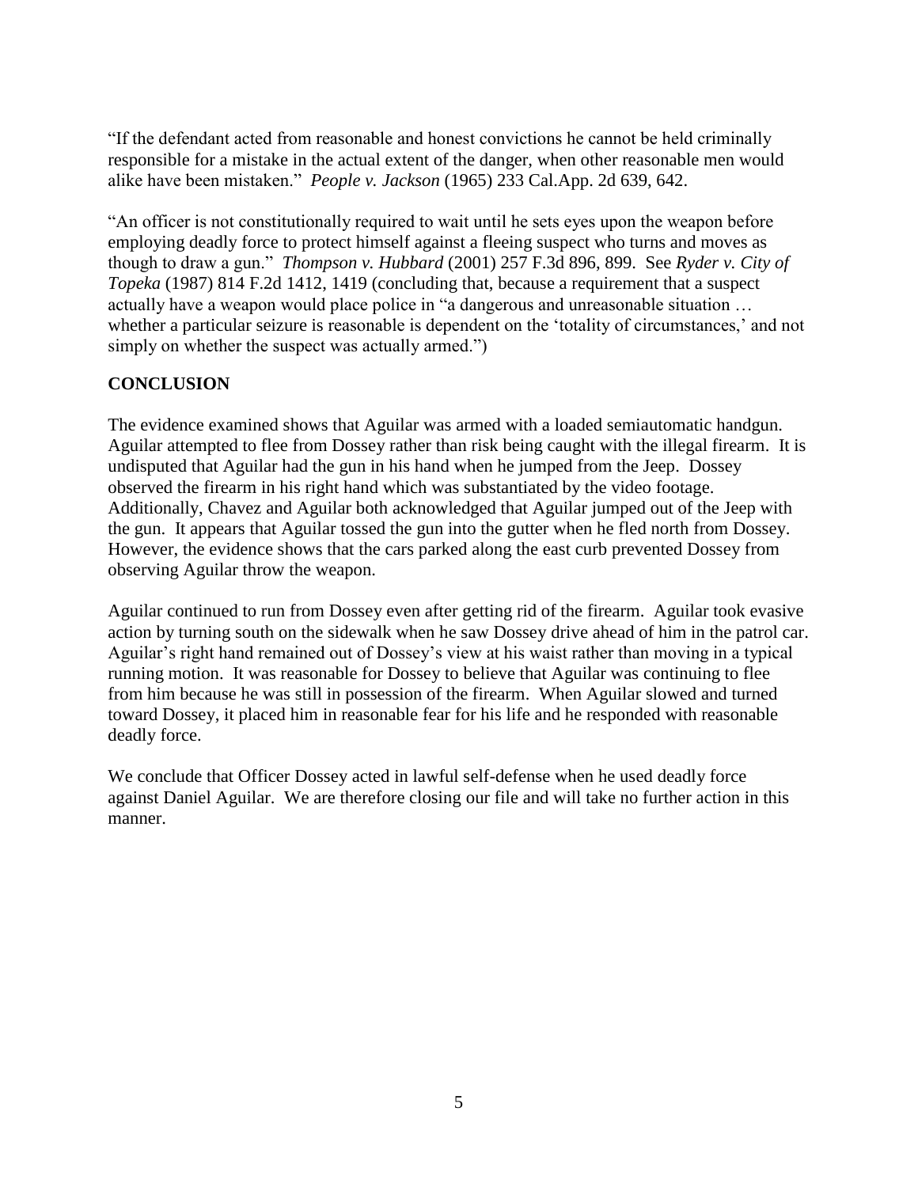"If the defendant acted from reasonable and honest convictions he cannot be held criminally responsible for a mistake in the actual extent of the danger, when other reasonable men would alike have been mistaken." *People v. Jackson* (1965) 233 Cal.App. 2d 639, 642.

"An officer is not constitutionally required to wait until he sets eyes upon the weapon before employing deadly force to protect himself against a fleeing suspect who turns and moves as though to draw a gun." *Thompson v. Hubbard* (2001) 257 F.3d 896, 899. See *Ryder v. City of Topeka* (1987) 814 F.2d 1412, 1419 (concluding that, because a requirement that a suspect actually have a weapon would place police in "a dangerous and unreasonable situation … whether a particular seizure is reasonable is dependent on the 'totality of circumstances,' and not simply on whether the suspect was actually armed.")

## CONCLUSION

The evidence examined shows that Aguilar was armed with a loaded semiautomatic handgun. Aguilar attempted to flee from Dossey rather than risk being caught with the illegal firearm. It is undisputed that Aguilar had the gun in his hand when he jumped from the Jeep. Dossey observed the firearm in his right hand which was substantiated by the video footage. Additionally, Chavez and Aguilar both acknowledged that Aguilar jumped out of the Jeep with the gun. It appears that Aguilar tossed the gun into the gutter when he fled north from Dossey. However, the evidence shows that the cars parked along the east curb prevented Dossey from observing Aguilar throw the weapon.

Aguilar continued to run from Dossey even after getting rid of the firearm. Aguilar took evasive action by turning south on the sidewalk when he saw Dossey drive ahead of him in the patrol car. Aguilar's right hand remained out of Dossey's view at his waist rather than moving in a typical running motion. It was reasonable for Dossey to believe that Aguilar was continuing to flee from him because he was still in possession of the firearm. When Aguilar slowed and turned toward Dossey, it placed him in reasonable fear for his life and he responded with reasonable deadly force.

We conclude that Officer Dossey acted in lawful self-defense when he used deadly force against Daniel Aguilar. We are therefore closing our file and will take no further action in this manner.